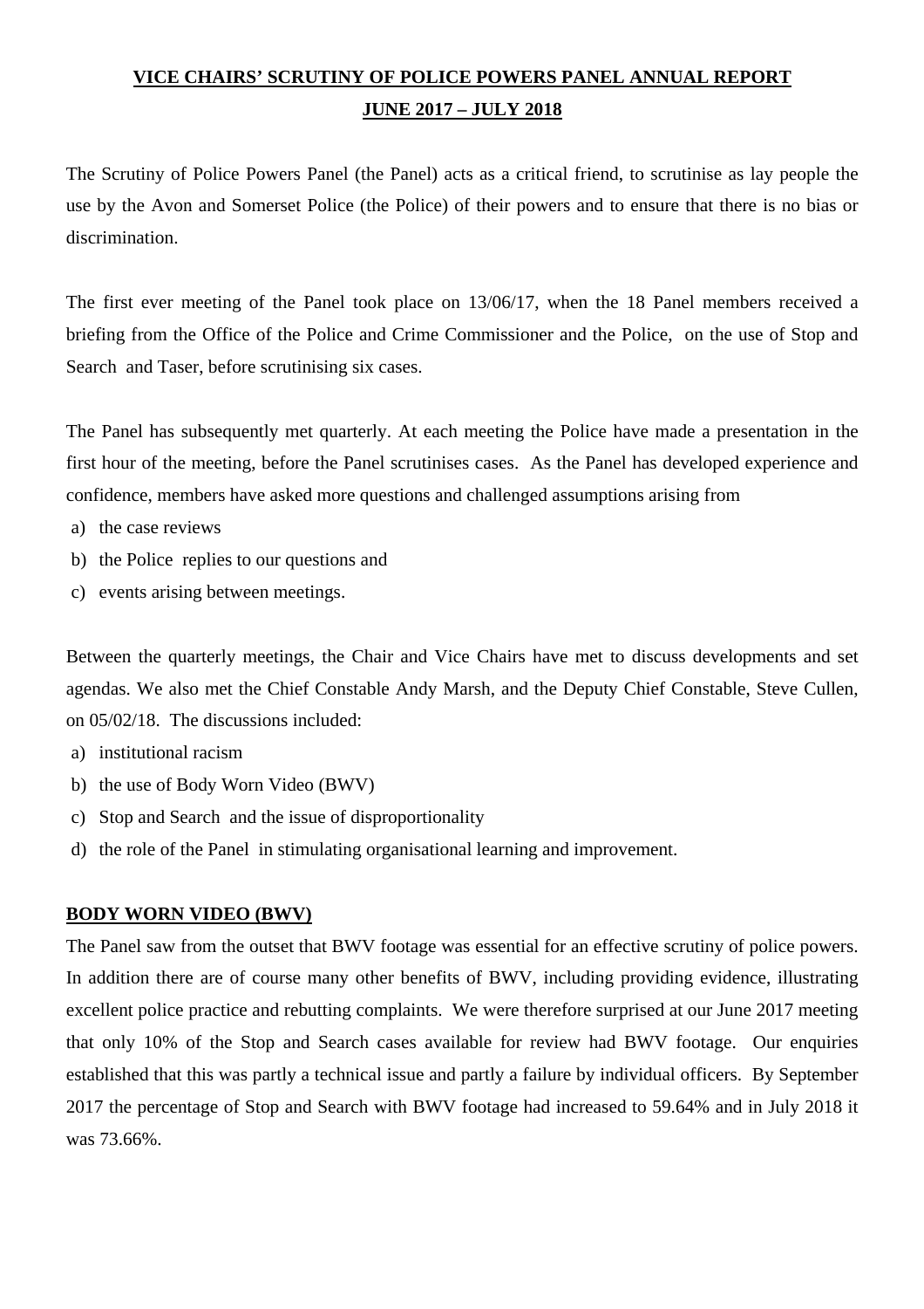# VICE CHAIRS' SCRUTINY OF POLICE POWERS PANEL ANNUAL REPORT

## JUNE 2017 – JULY 2018

The Scrutiny of Police Powers Panel (the Panel) acts as a critical friend, to scrutinise as lay people the use by the Avon and Somerset Police (the Police) of their powers and to ensure that there is no bias or discrimination.

The first ever meeting of the Panel took place on 13/06/17, when the 18 Panel members received a briefing from the Office of the Police and Crime Commissioner and the Police, on the use of Stop and Search and Taser, before scrutinising six cases.

The Panel has subsequently met quarterly. At each meeting the Police have made a presentation in the first hour of the meeting, before the Panel scrutinises cases. As the Panel has developed experience and confidence, members have asked more questions and challenged assumptions arising from

a) the case reviews
b) the Police replies to our questions and
c) events arising between meetings.

Between the quarterly meetings, the Chair and Vice Chairs have met to discuss developments and set agendas. We also met the Chief Constable Andy Marsh, and the Deputy Chief Constable, Steve Cullen, on 05/02/18. The discussions included:

a) institutional racism
b) the use of Body Worn Video (BWV)
c) Stop and Search and the issue of disproportionality
d) the role of the Panel in stimulating organisational learning and improvement.

### BODY WORN VIDEO (BWV)

The Panel saw from the outset that BWV footage was essential for an effective scrutiny of police powers. In addition there are of course many other benefits of BWV, including providing evidence, illustrating excellent police practice and rebutting complaints. We were therefore surprised at our June 2017 meeting that only 10% of the Stop and Search cases available for review had BWV footage. Our enquiries established that this was partly a technical issue and partly a failure by individual officers. By September 2017 the percentage of Stop and Search with BWV footage had increased to 59.64% and in July 2018 it was 73.66%.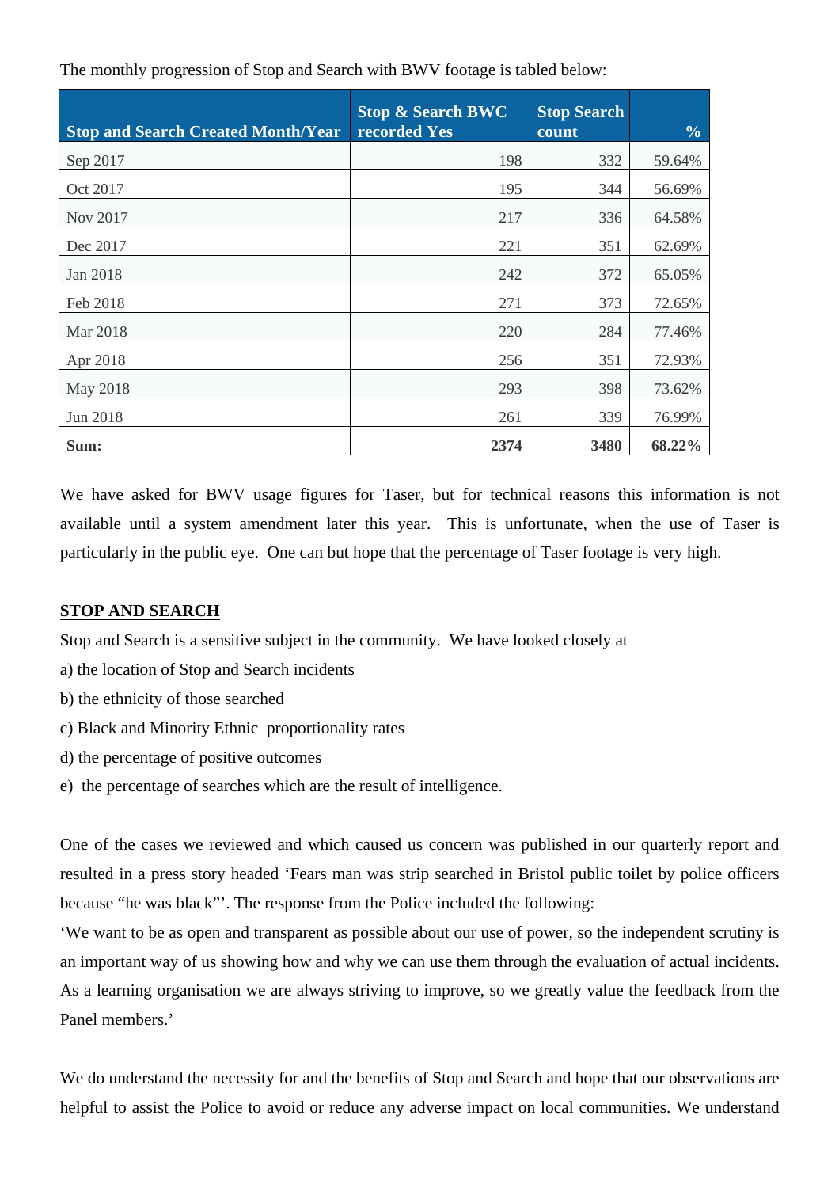The monthly progression of Stop and Search with BWV footage is tabled below:

| Stop and Search Created Month/Year | Stop & Search BWC recorded Yes | Stop Search count | % |
|---|---|---|---|
| Sep 2017 | 198 | 332 | 59.64% |
| Oct 2017 | 195 | 344 | 56.69% |
| Nov 2017 | 217 | 336 | 64.58% |
| Dec 2017 | 221 | 351 | 62.69% |
| Jan 2018 | 242 | 372 | 65.05% |
| Feb 2018 | 271 | 373 | 72.65% |
| Mar 2018 | 220 | 284 | 77.46% |
| Apr 2018 | 256 | 351 | 72.93% |
| May 2018 | 293 | 398 | 73.62% |
| Jun 2018 | 261 | 339 | 76.99% |
| **Sum:** | **2374** | **3480** | **68.22%** |

We have asked for BWV usage figures for Taser, but for technical reasons this information is not available until a system amendment later this year. This is unfortunate, when the use of Taser is particularly in the public eye. One can but hope that the percentage of Taser footage is very high.

**STOP AND SEARCH**

Stop and Search is a sensitive subject in the community. We have looked closely at

a) the location of Stop and Search incidents

b) the ethnicity of those searched

c) Black and Minority Ethnic proportionality rates

d) the percentage of positive outcomes

e) the percentage of searches which are the result of intelligence.

One of the cases we reviewed and which caused us concern was published in our quarterly report and resulted in a press story headed 'Fears man was strip searched in Bristol public toilet by police officers because "he was black"'. The response from the Police included the following:

'We want to be as open and transparent as possible about our use of power, so the independent scrutiny is an important way of us showing how and why we can use them through the evaluation of actual incidents. As a learning organisation we are always striving to improve, so we greatly value the feedback from the Panel members.'

We do understand the necessity for and the benefits of Stop and Search and hope that our observations are helpful to assist the Police to avoid or reduce any adverse impact on local communities. We understand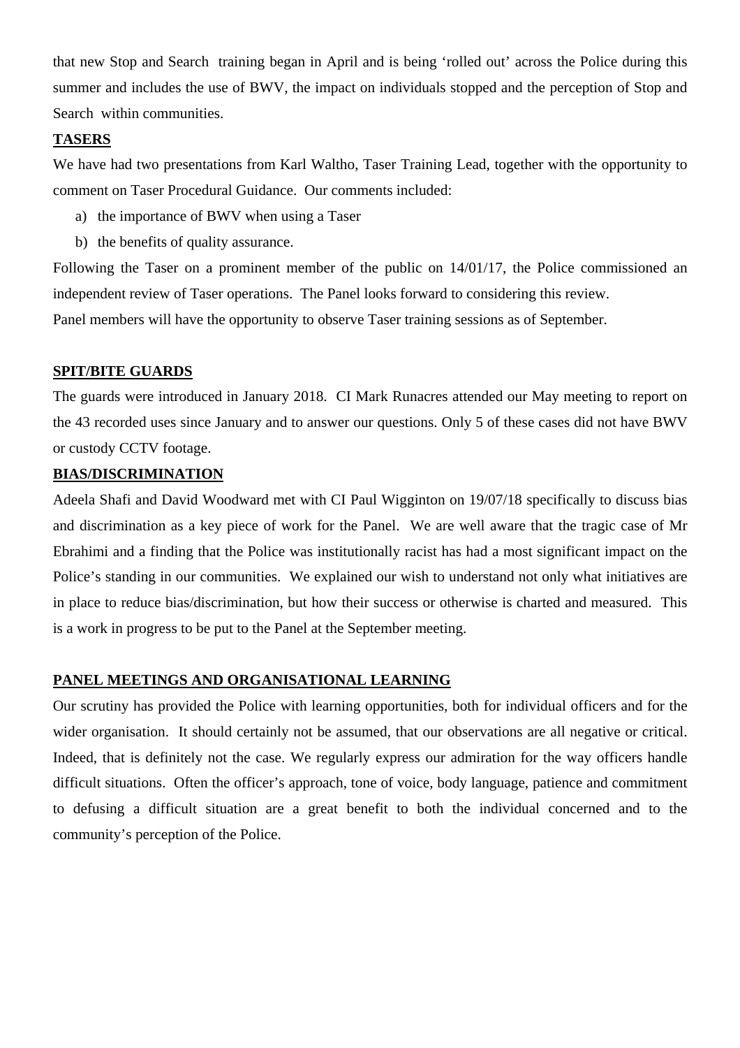that new Stop and Search training began in April and is being 'rolled out' across the Police during this summer and includes the use of BWV, the impact on individuals stopped and the perception of Stop and Search within communities.

**TASERS**

We have had two presentations from Karl Waltho, Taser Training Lead, together with the opportunity to comment on Taser Procedural Guidance. Our comments included:

a) the importance of BWV when using a Taser
b) the benefits of quality assurance.

Following the Taser on a prominent member of the public on 14/01/17, the Police commissioned an independent review of Taser operations. The Panel looks forward to considering this review.

Panel members will have the opportunity to observe Taser training sessions as of September.

**SPIT/BITE GUARDS**

The guards were introduced in January 2018. CI Mark Runacres attended our May meeting to report on the 43 recorded uses since January and to answer our questions. Only 5 of these cases did not have BWV or custody CCTV footage.

**BIAS/DISCRIMINATION**

Adeela Shafi and David Woodward met with CI Paul Wigginton on 19/07/18 specifically to discuss bias and discrimination as a key piece of work for the Panel. We are well aware that the tragic case of Mr Ebrahimi and a finding that the Police was institutionally racist has had a most significant impact on the Police's standing in our communities. We explained our wish to understand not only what initiatives are in place to reduce bias/discrimination, but how their success or otherwise is charted and measured. This is a work in progress to be put to the Panel at the September meeting.

**PANEL MEETINGS AND ORGANISATIONAL LEARNING**

Our scrutiny has provided the Police with learning opportunities, both for individual officers and for the wider organisation. It should certainly not be assumed, that our observations are all negative or critical. Indeed, that is definitely not the case. We regularly express our admiration for the way officers handle difficult situations. Often the officer's approach, tone of voice, body language, patience and commitment to defusing a difficult situation are a great benefit to both the individual concerned and to the community's perception of the Police.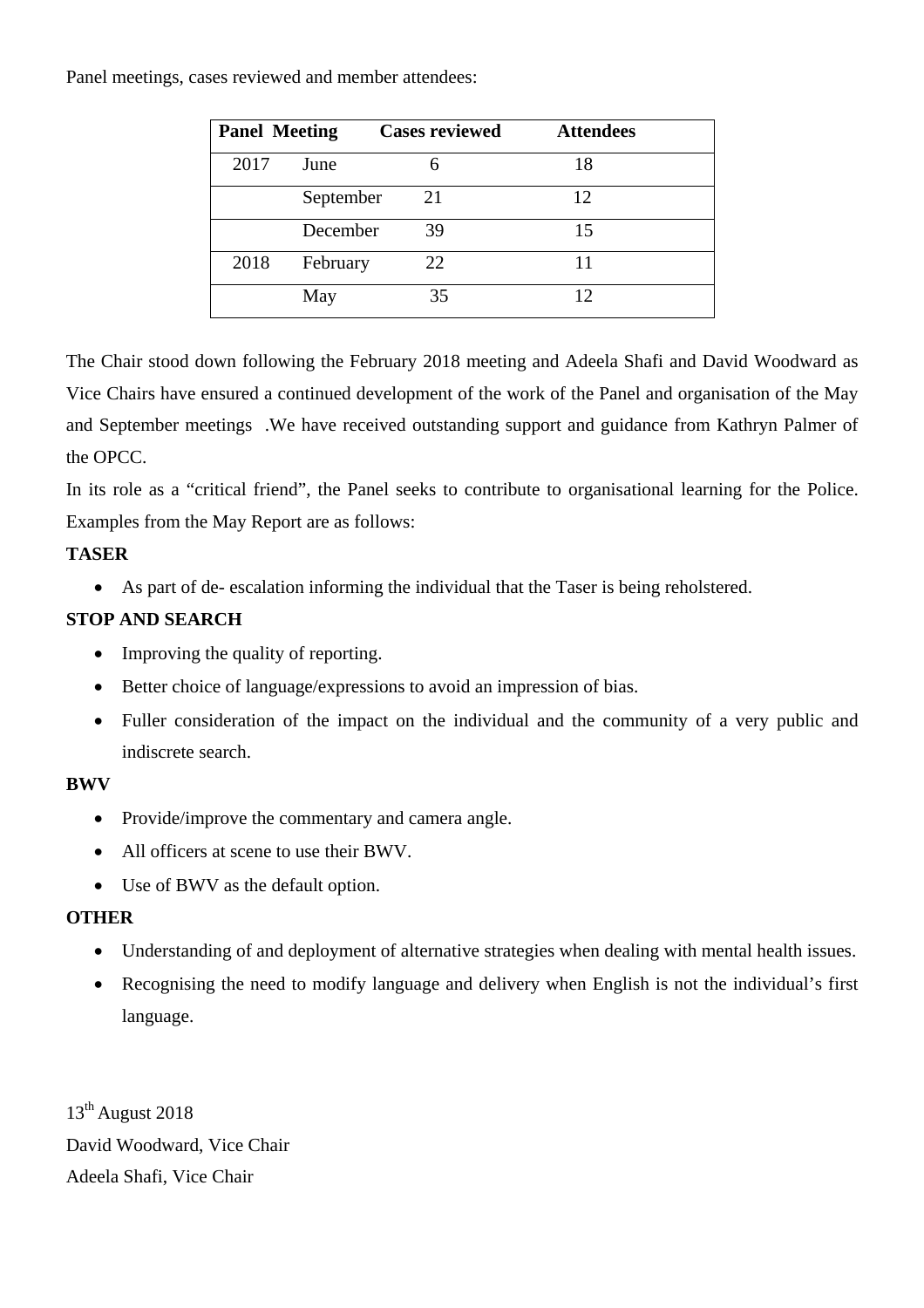Panel meetings, cases reviewed and member attendees:

| Panel | Meeting | Cases reviewed | Attendees |
|---|---|---|---|
| 2017 | June | 6 | 18 |
| | September | 21 | 12 |
| | December | 39 | 15 |
| 2018 | February | 22 | 11 |
| | May | 35 | 12 |

The Chair stood down following the February 2018 meeting and Adeela Shafi and David Woodward as Vice Chairs have ensured a continued development of the work of the Panel and organisation of the May and September meetings .We have received outstanding support and guidance from Kathryn Palmer of the OPCC.

In its role as a "critical friend", the Panel seeks to contribute to organisational learning for the Police. Examples from the May Report are as follows:

**TASER**

- As part of de- escalation informing the individual that the Taser is being reholstered.

**STOP AND SEARCH**

- Improving the quality of reporting.
- Better choice of language/expressions to avoid an impression of bias.
- Fuller consideration of the impact on the individual and the community of a very public and indiscrete search.

**BWV**

- Provide/improve the commentary and camera angle.
- All officers at scene to use their BWV.
- Use of BWV as the default option.

**OTHER**

- Understanding of and deployment of alternative strategies when dealing with mental health issues.
- Recognising the need to modify language and delivery when English is not the individual's first language.

13th August 2018

David Woodward, Vice Chair

Adeela Shafi, Vice Chair